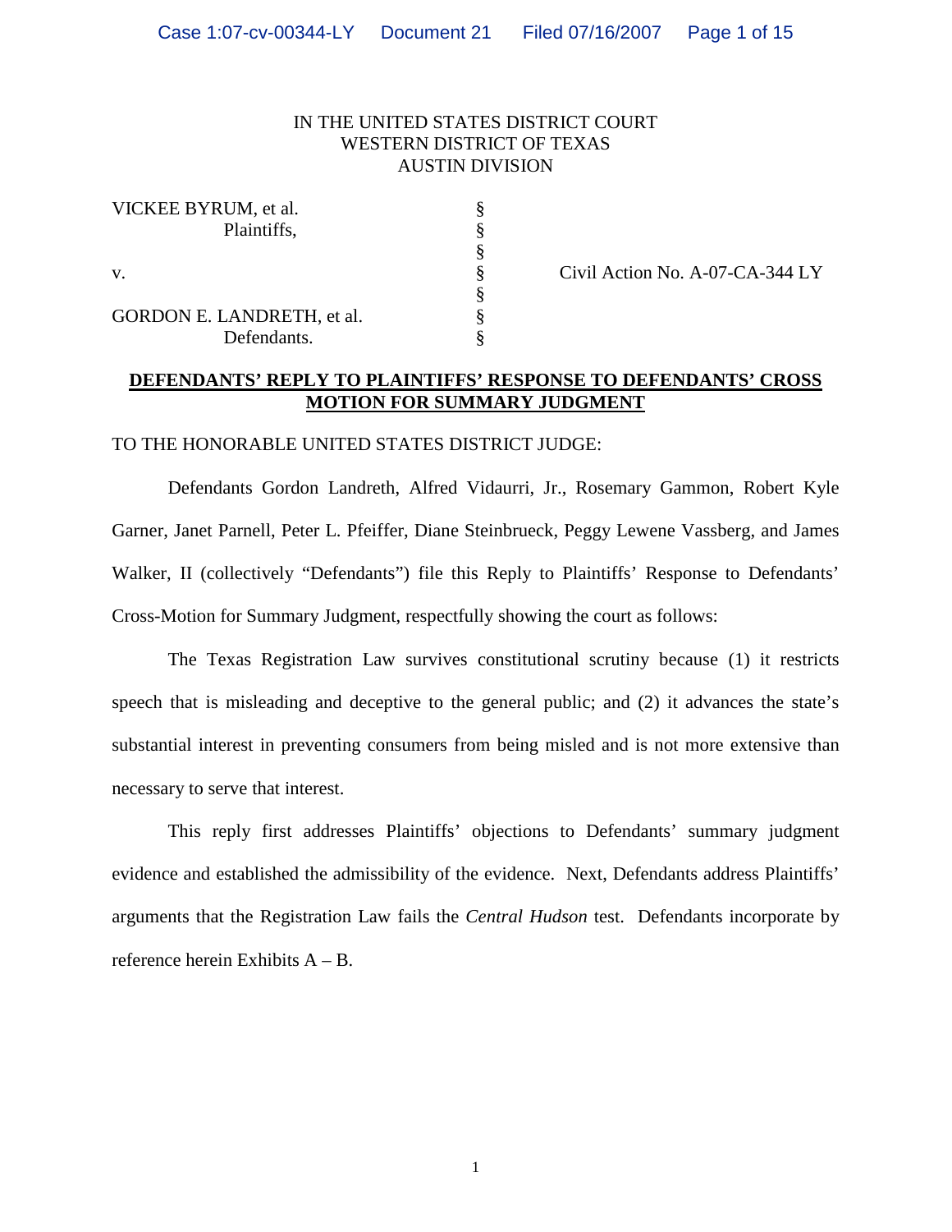IN THE UNITED STATES DISTRICT COURT
WESTERN DISTRICT OF TEXAS
AUSTIN DIVISION

| | | |
|---|---|---|
| VICKEE BYRUM, et al. | § | |
| Plaintiffs, | § | |
| | § | |
| v. | § | Civil Action No. A-07-CA-344 LY |
| | § | |
| GORDON E. LANDRETH, et al. | § | |
| Defendants. | § | |

**DEFENDANTS' REPLY TO PLAINTIFFS' RESPONSE TO DEFENDANTS' CROSS MOTION FOR SUMMARY JUDGMENT**

TO THE HONORABLE UNITED STATES DISTRICT JUDGE:

Defendants Gordon Landreth, Alfred Vidaurri, Jr., Rosemary Gammon, Robert Kyle Garner, Janet Parnell, Peter L. Pfeiffer, Diane Steinbrueck, Peggy Lewene Vassberg, and James Walker, II (collectively "Defendants") file this Reply to Plaintiffs' Response to Defendants' Cross-Motion for Summary Judgment, respectfully showing the court as follows:

The Texas Registration Law survives constitutional scrutiny because (1) it restricts speech that is misleading and deceptive to the general public; and (2) it advances the state's substantial interest in preventing consumers from being misled and is not more extensive than necessary to serve that interest.

This reply first addresses Plaintiffs' objections to Defendants' summary judgment evidence and established the admissibility of the evidence. Next, Defendants address Plaintiffs' arguments that the Registration Law fails the *Central Hudson* test. Defendants incorporate by reference herein Exhibits A – B.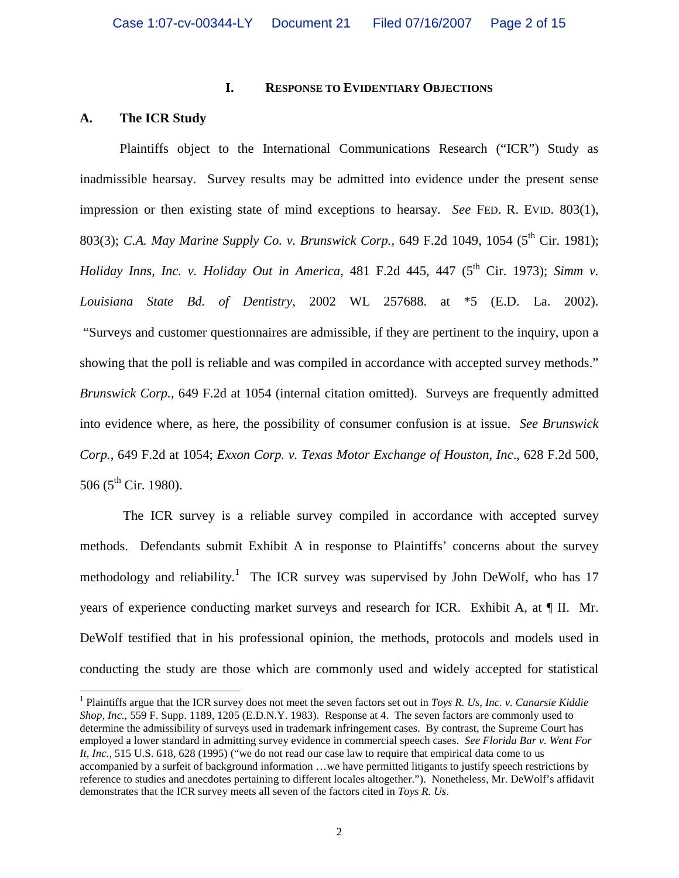## I. Response to Evidentiary Objections

### A. The ICR Study

Plaintiffs object to the International Communications Research ("ICR") Study as inadmissible hearsay. Survey results may be admitted into evidence under the present sense impression or then existing state of mind exceptions to hearsay. *See* Fed. R. Evid. 803(1), 803(3); *C.A. May Marine Supply Co. v. Brunswick Corp.*, 649 F.2d 1049, 1054 (5th Cir. 1981); *Holiday Inns, Inc. v. Holiday Out in America*, 481 F.2d 445, 447 (5th Cir. 1973); *Simm v. Louisiana State Bd. of Dentistry*, 2002 WL 257688. at *5 (E.D. La. 2002). "Surveys and customer questionnaires are admissible, if they are pertinent to the inquiry, upon a showing that the poll is reliable and was compiled in accordance with accepted survey methods." *Brunswick Corp.*, 649 F.2d at 1054 (internal citation omitted). Surveys are frequently admitted into evidence where, as here, the possibility of consumer confusion is at issue. *See Brunswick Corp.*, 649 F.2d at 1054; *Exxon Corp. v. Texas Motor Exchange of Houston, Inc.*, 628 F.2d 500, 506 (5th Cir. 1980).

The ICR survey is a reliable survey compiled in accordance with accepted survey methods. Defendants submit Exhibit A in response to Plaintiffs' concerns about the survey methodology and reliability.[1] The ICR survey was supervised by John DeWolf, who has 17 years of experience conducting market surveys and research for ICR. Exhibit A, at ¶ II. Mr. DeWolf testified that in his professional opinion, the methods, protocols and models used in conducting the study are those which are commonly used and widely accepted for statistical

---

[1] Plaintiffs argue that the ICR survey does not meet the seven factors set out in *Toys R. Us, Inc. v. Canarsie Kiddie Shop, Inc.*, 559 F. Supp. 1189, 1205 (E.D.N.Y. 1983). Response at 4. The seven factors are commonly used to determine the admissibility of surveys used in trademark infringement cases. By contrast, the Supreme Court has employed a lower standard in admitting survey evidence in commercial speech cases. *See Florida Bar v. Went For It, Inc.*, 515 U.S. 618, 628 (1995) ("we do not read our case law to require that empirical data come to us accompanied by a surfeit of background information …we have permitted litigants to justify speech restrictions by reference to studies and anecdotes pertaining to different locales altogether."). Nonetheless, Mr. DeWolf's affidavit demonstrates that the ICR survey meets all seven of the factors cited in *Toys R. Us*.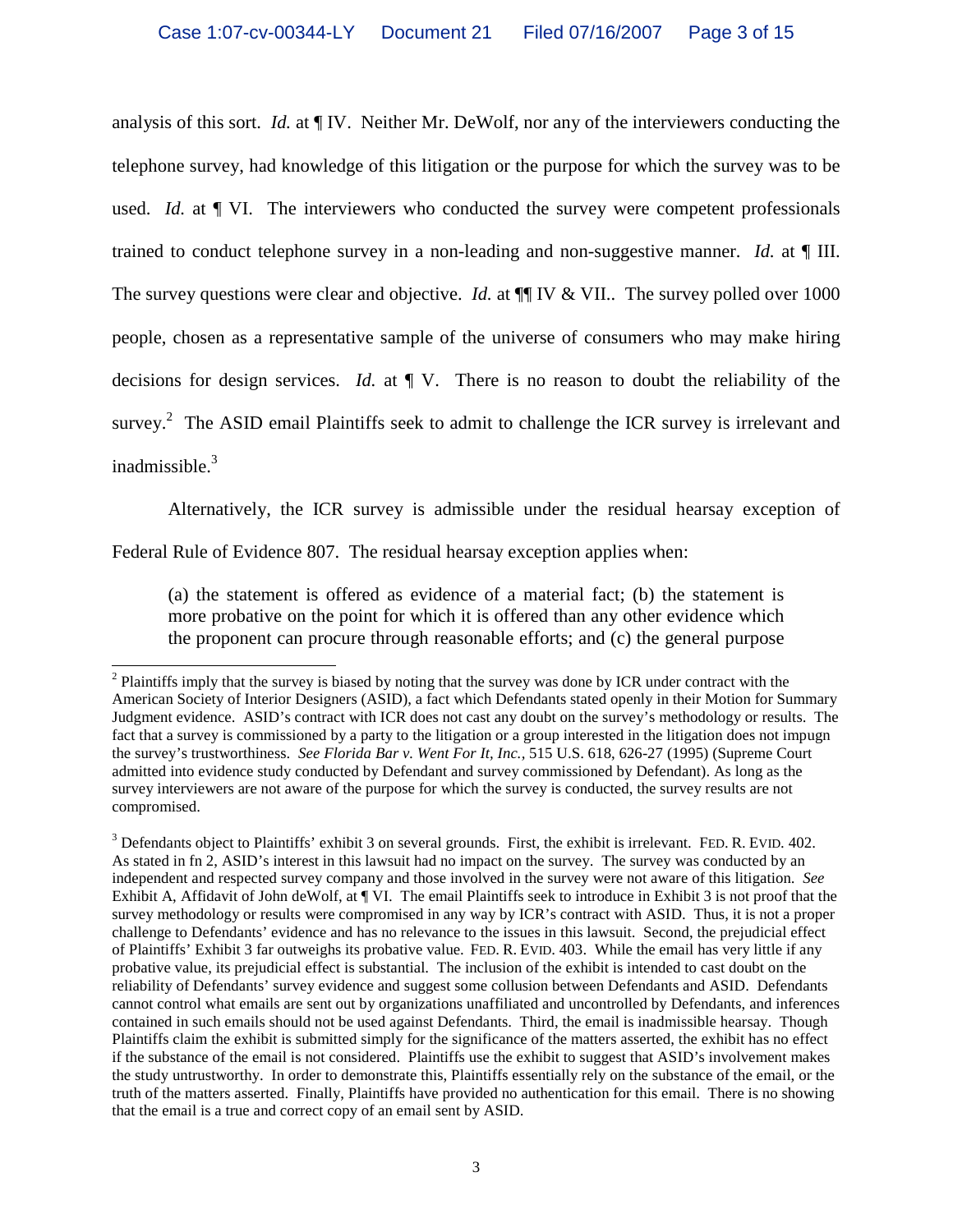analysis of this sort. *Id.* at ¶ IV. Neither Mr. DeWolf, nor any of the interviewers conducting the telephone survey, had knowledge of this litigation or the purpose for which the survey was to be used. *Id.* at ¶ VI. The interviewers who conducted the survey were competent professionals trained to conduct telephone survey in a non-leading and non-suggestive manner. *Id.* at ¶ III. The survey questions were clear and objective. *Id.* at ¶¶ IV & VII.. The survey polled over 1000 people, chosen as a representative sample of the universe of consumers who may make hiring decisions for design services. *Id.* at ¶ V. There is no reason to doubt the reliability of the survey.[2] The ASID email Plaintiffs seek to admit to challenge the ICR survey is irrelevant and inadmissible.[3]

Alternatively, the ICR survey is admissible under the residual hearsay exception of Federal Rule of Evidence 807. The residual hearsay exception applies when:

> (a) the statement is offered as evidence of a material fact; (b) the statement is more probative on the point for which it is offered than any other evidence which the proponent can procure through reasonable efforts; and (c) the general purpose

---

[2] Plaintiffs imply that the survey is biased by noting that the survey was done by ICR under contract with the American Society of Interior Designers (ASID), a fact which Defendants stated openly in their Motion for Summary Judgment evidence. ASID's contract with ICR does not cast any doubt on the survey's methodology or results. The fact that a survey is commissioned by a party to the litigation or a group interested in the litigation does not impugn the survey's trustworthiness. *See Florida Bar v. Went For It, Inc.*, 515 U.S. 618, 626-27 (1995) (Supreme Court admitted into evidence study conducted by Defendant and survey commissioned by Defendant). As long as the survey interviewers are not aware of the purpose for which the survey is conducted, the survey results are not compromised.

[3] Defendants object to Plaintiffs' exhibit 3 on several grounds. First, the exhibit is irrelevant. FED. R. EVID. 402. As stated in fn 2, ASID's interest in this lawsuit had no impact on the survey. The survey was conducted by an independent and respected survey company and those involved in the survey were not aware of this litigation. *See* Exhibit A, Affidavit of John deWolf, at ¶ VI. The email Plaintiffs seek to introduce in Exhibit 3 is not proof that the survey methodology or results were compromised in any way by ICR's contract with ASID. Thus, it is not a proper challenge to Defendants' evidence and has no relevance to the issues in this lawsuit. Second, the prejudicial effect of Plaintiffs' Exhibit 3 far outweighs its probative value. FED. R. EVID. 403. While the email has very little if any probative value, its prejudicial effect is substantial. The inclusion of the exhibit is intended to cast doubt on the reliability of Defendants' survey evidence and suggest some collusion between Defendants and ASID. Defendants cannot control what emails are sent out by organizations unaffiliated and uncontrolled by Defendants, and inferences contained in such emails should not be used against Defendants. Third, the email is inadmissible hearsay. Though Plaintiffs claim the exhibit is submitted simply for the significance of the matters asserted, the exhibit has no effect if the substance of the email is not considered. Plaintiffs use the exhibit to suggest that ASID's involvement makes the study untrustworthy. In order to demonstrate this, Plaintiffs essentially rely on the substance of the email, or the truth of the matters asserted. Finally, Plaintiffs have provided no authentication for this email. There is no showing that the email is a true and correct copy of an email sent by ASID.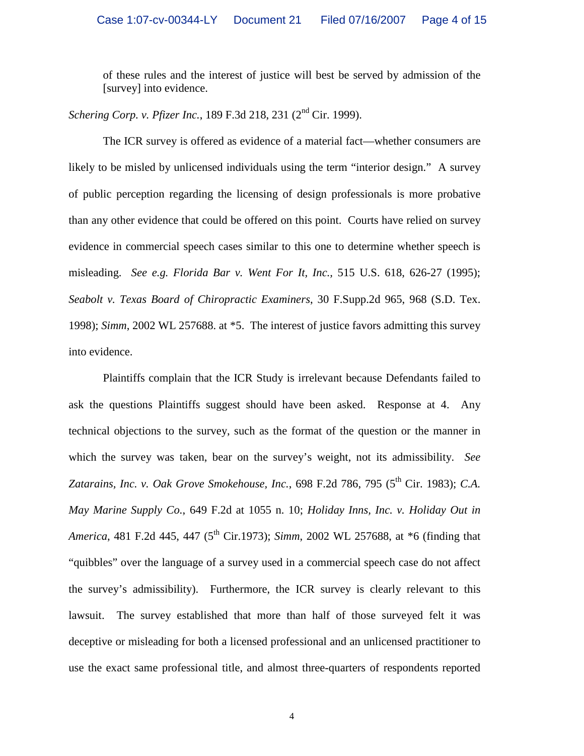> of these rules and the interest of justice will best be served by admission of the [survey] into evidence.

*Schering Corp. v. Pfizer Inc.*, 189 F.3d 218, 231 (2nd Cir. 1999).

The ICR survey is offered as evidence of a material fact—whether consumers are likely to be misled by unlicensed individuals using the term "interior design." A survey of public perception regarding the licensing of design professionals is more probative than any other evidence that could be offered on this point. Courts have relied on survey evidence in commercial speech cases similar to this one to determine whether speech is misleading. *See e.g. Florida Bar v. Went For It, Inc.*, 515 U.S. 618, 626-27 (1995); *Seabolt v. Texas Board of Chiropractic Examiners*, 30 F.Supp.2d 965, 968 (S.D. Tex. 1998); *Simm*, 2002 WL 257688. at *5. The interest of justice favors admitting this survey into evidence.

Plaintiffs complain that the ICR Study is irrelevant because Defendants failed to ask the questions Plaintiffs suggest should have been asked. Response at 4. Any technical objections to the survey, such as the format of the question or the manner in which the survey was taken, bear on the survey's weight, not its admissibility. *See Zatarains, Inc. v. Oak Grove Smokehouse, Inc.*, 698 F.2d 786, 795 (5th Cir. 1983); *C.A. May Marine Supply Co.*, 649 F.2d at 1055 n. 10; *Holiday Inns, Inc. v. Holiday Out in America*, 481 F.2d 445, 447 (5th Cir.1973); *Simm*, 2002 WL 257688, at *6 (finding that "quibbles" over the language of a survey used in a commercial speech case do not affect the survey's admissibility). Furthermore, the ICR survey is clearly relevant to this lawsuit. The survey established that more than half of those surveyed felt it was deceptive or misleading for both a licensed professional and an unlicensed practitioner to use the exact same professional title, and almost three-quarters of respondents reported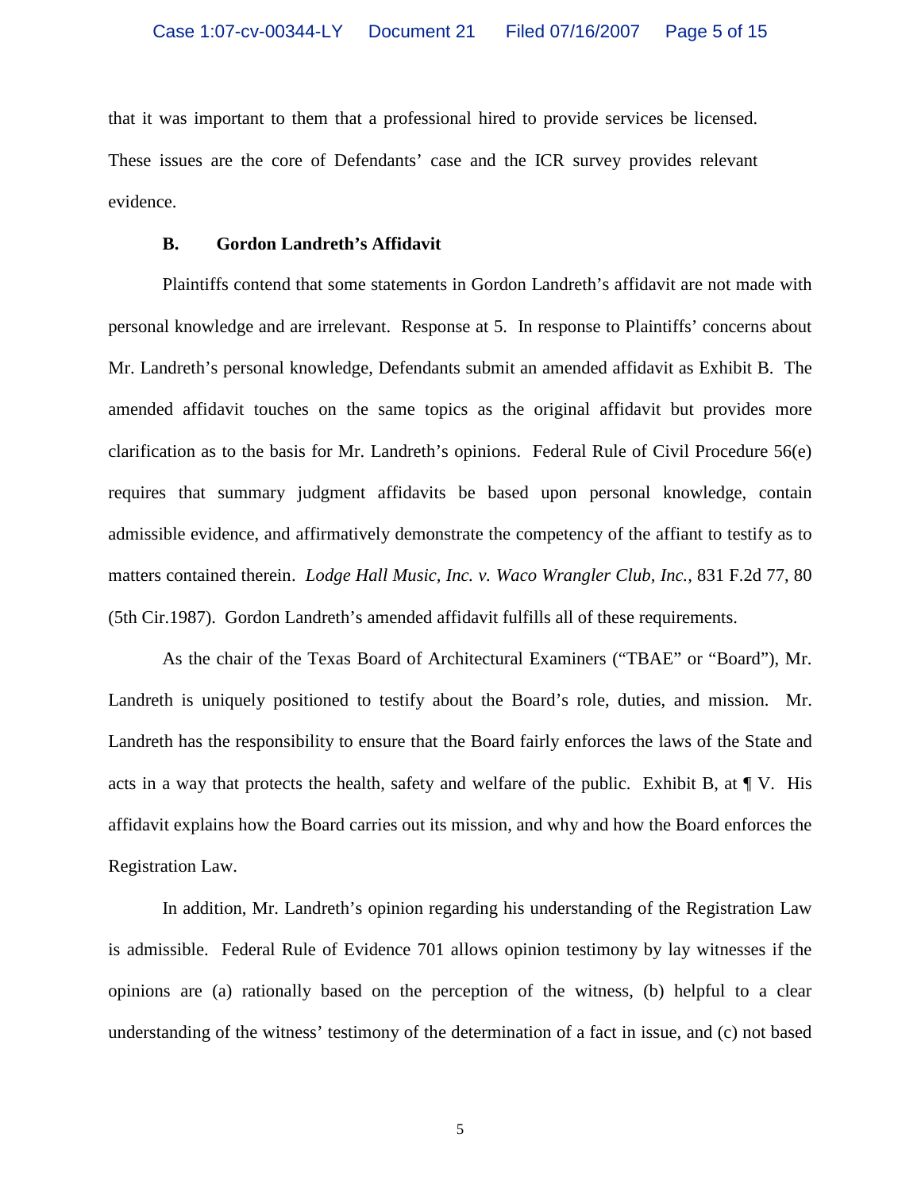that it was important to them that a professional hired to provide services be licensed. These issues are the core of Defendants' case and the ICR survey provides relevant evidence.

**B. Gordon Landreth's Affidavit**

Plaintiffs contend that some statements in Gordon Landreth's affidavit are not made with personal knowledge and are irrelevant. Response at 5. In response to Plaintiffs' concerns about Mr. Landreth's personal knowledge, Defendants submit an amended affidavit as Exhibit B. The amended affidavit touches on the same topics as the original affidavit but provides more clarification as to the basis for Mr. Landreth's opinions. Federal Rule of Civil Procedure 56(e) requires that summary judgment affidavits be based upon personal knowledge, contain admissible evidence, and affirmatively demonstrate the competency of the affiant to testify as to matters contained therein. *Lodge Hall Music, Inc. v. Waco Wrangler Club, Inc.*, 831 F.2d 77, 80 (5th Cir.1987). Gordon Landreth's amended affidavit fulfills all of these requirements.

As the chair of the Texas Board of Architectural Examiners ("TBAE" or "Board"), Mr. Landreth is uniquely positioned to testify about the Board's role, duties, and mission. Mr. Landreth has the responsibility to ensure that the Board fairly enforces the laws of the State and acts in a way that protects the health, safety and welfare of the public. Exhibit B, at ¶ V. His affidavit explains how the Board carries out its mission, and why and how the Board enforces the Registration Law.

In addition, Mr. Landreth's opinion regarding his understanding of the Registration Law is admissible. Federal Rule of Evidence 701 allows opinion testimony by lay witnesses if the opinions are (a) rationally based on the perception of the witness, (b) helpful to a clear understanding of the witness' testimony of the determination of a fact in issue, and (c) not based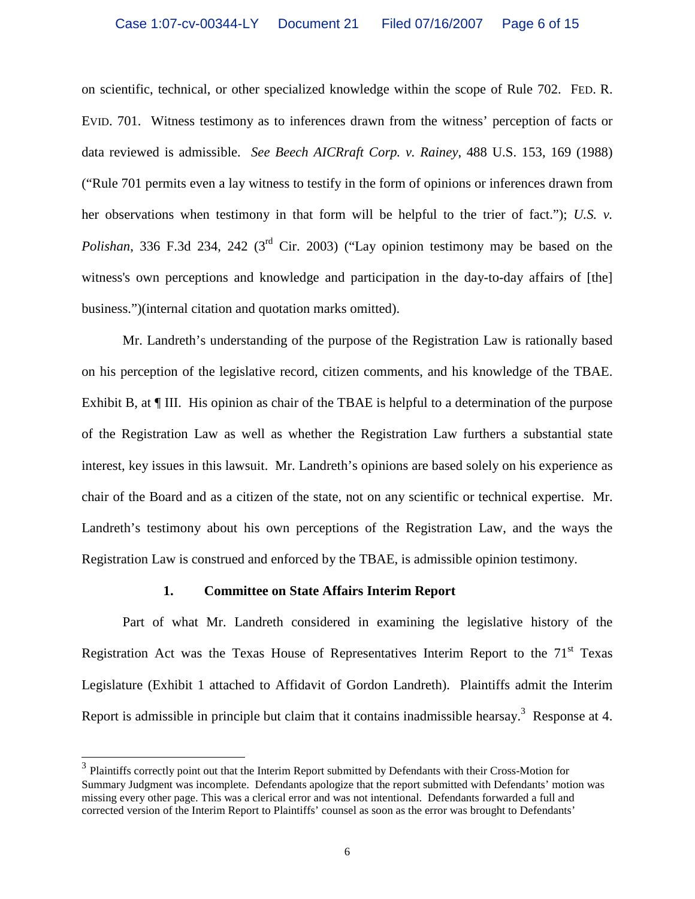on scientific, technical, or other specialized knowledge within the scope of Rule 702. FED. R. EVID. 701. Witness testimony as to inferences drawn from the witness' perception of facts or data reviewed is admissible. *See Beech AICRraft Corp. v. Rainey*, 488 U.S. 153, 169 (1988) ("Rule 701 permits even a lay witness to testify in the form of opinions or inferences drawn from her observations when testimony in that form will be helpful to the trier of fact."); *U.S. v. Polishan*, 336 F.3d 234, 242 (3rd Cir. 2003) ("Lay opinion testimony may be based on the witness's own perceptions and knowledge and participation in the day-to-day affairs of [the] business.")(internal citation and quotation marks omitted).

Mr. Landreth's understanding of the purpose of the Registration Law is rationally based on his perception of the legislative record, citizen comments, and his knowledge of the TBAE. Exhibit B, at ¶ III. His opinion as chair of the TBAE is helpful to a determination of the purpose of the Registration Law as well as whether the Registration Law furthers a substantial state interest, key issues in this lawsuit. Mr. Landreth's opinions are based solely on his experience as chair of the Board and as a citizen of the state, not on any scientific or technical expertise. Mr. Landreth's testimony about his own perceptions of the Registration Law, and the ways the Registration Law is construed and enforced by the TBAE, is admissible opinion testimony.

### 1. Committee on State Affairs Interim Report

Part of what Mr. Landreth considered in examining the legislative history of the Registration Act was the Texas House of Representatives Interim Report to the 71st Texas Legislature (Exhibit 1 attached to Affidavit of Gordon Landreth). Plaintiffs admit the Interim Report is admissible in principle but claim that it contains inadmissible hearsay.[3] Response at 4.

[3] Plaintiffs correctly point out that the Interim Report submitted by Defendants with their Cross-Motion for Summary Judgment was incomplete. Defendants apologize that the report submitted with Defendants' motion was missing every other page. This was a clerical error and was not intentional. Defendants forwarded a full and corrected version of the Interim Report to Plaintiffs' counsel as soon as the error was brought to Defendants'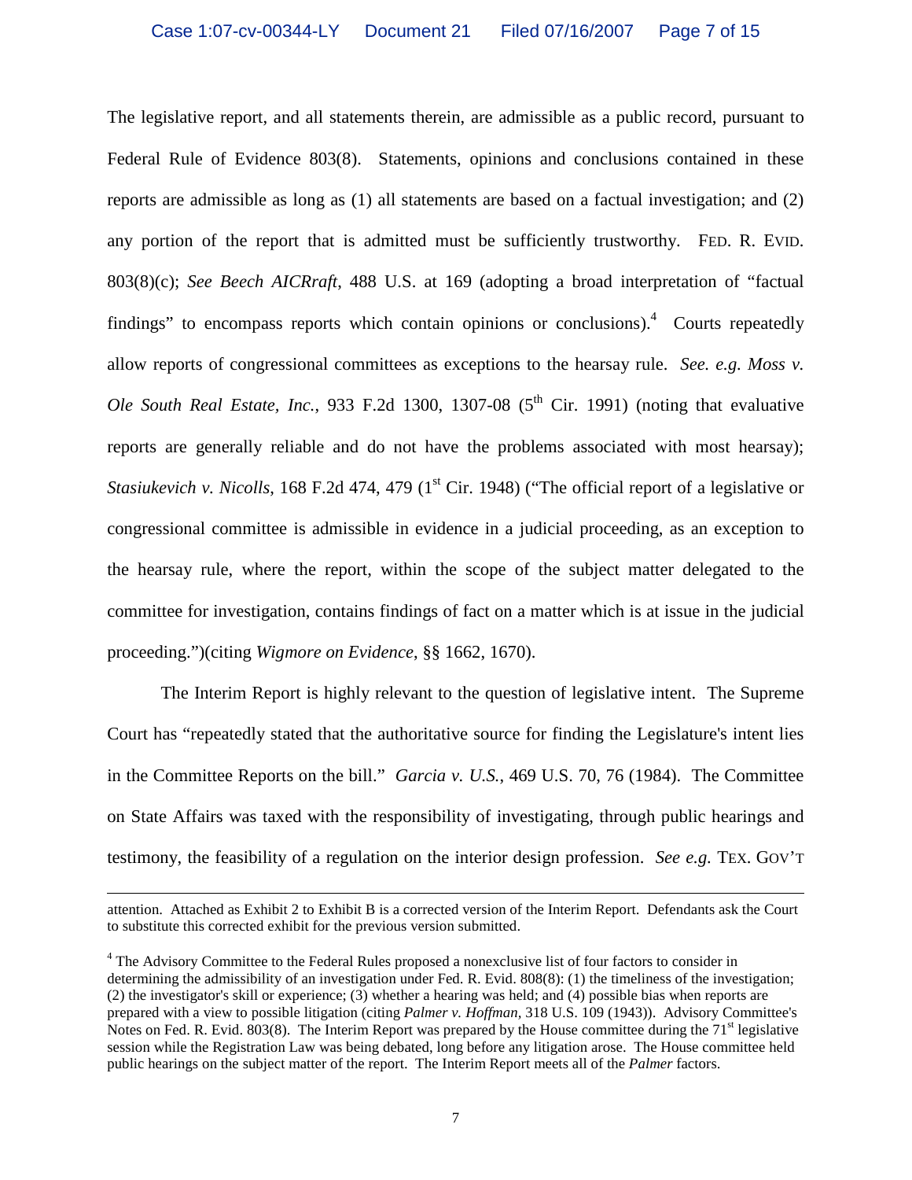The legislative report, and all statements therein, are admissible as a public record, pursuant to Federal Rule of Evidence 803(8). Statements, opinions and conclusions contained in these reports are admissible as long as (1) all statements are based on a factual investigation; and (2) any portion of the report that is admitted must be sufficiently trustworthy. FED. R. EVID. 803(8)(c); *See Beech AICRraft*, 488 U.S. at 169 (adopting a broad interpretation of "factual findings" to encompass reports which contain opinions or conclusions).[4] Courts repeatedly allow reports of congressional committees as exceptions to the hearsay rule. *See. e.g. Moss v. Ole South Real Estate, Inc.*, 933 F.2d 1300, 1307-08 (5th Cir. 1991) (noting that evaluative reports are generally reliable and do not have the problems associated with most hearsay); *Stasiukevich v. Nicolls*, 168 F.2d 474, 479 (1st Cir. 1948) ("The official report of a legislative or congressional committee is admissible in evidence in a judicial proceeding, as an exception to the hearsay rule, where the report, within the scope of the subject matter delegated to the committee for investigation, contains findings of fact on a matter which is at issue in the judicial proceeding.")(citing *Wigmore on Evidence*, §§ 1662, 1670).

The Interim Report is highly relevant to the question of legislative intent. The Supreme Court has "repeatedly stated that the authoritative source for finding the Legislature's intent lies in the Committee Reports on the bill." *Garcia v. U.S.*, 469 U.S. 70, 76 (1984). The Committee on State Affairs was taxed with the responsibility of investigating, through public hearings and testimony, the feasibility of a regulation on the interior design profession. *See e.g.* TEX. GOV'T

---

attention. Attached as Exhibit 2 to Exhibit B is a corrected version of the Interim Report. Defendants ask the Court to substitute this corrected exhibit for the previous version submitted.

[4] The Advisory Committee to the Federal Rules proposed a nonexclusive list of four factors to consider in determining the admissibility of an investigation under Fed. R. Evid. 808(8): (1) the timeliness of the investigation; (2) the investigator's skill or experience; (3) whether a hearing was held; and (4) possible bias when reports are prepared with a view to possible litigation (citing *Palmer v. Hoffman*, 318 U.S. 109 (1943)). Advisory Committee's Notes on Fed. R. Evid. 803(8). The Interim Report was prepared by the House committee during the 71st legislative session while the Registration Law was being debated, long before any litigation arose. The House committee held public hearings on the subject matter of the report. The Interim Report meets all of the *Palmer* factors.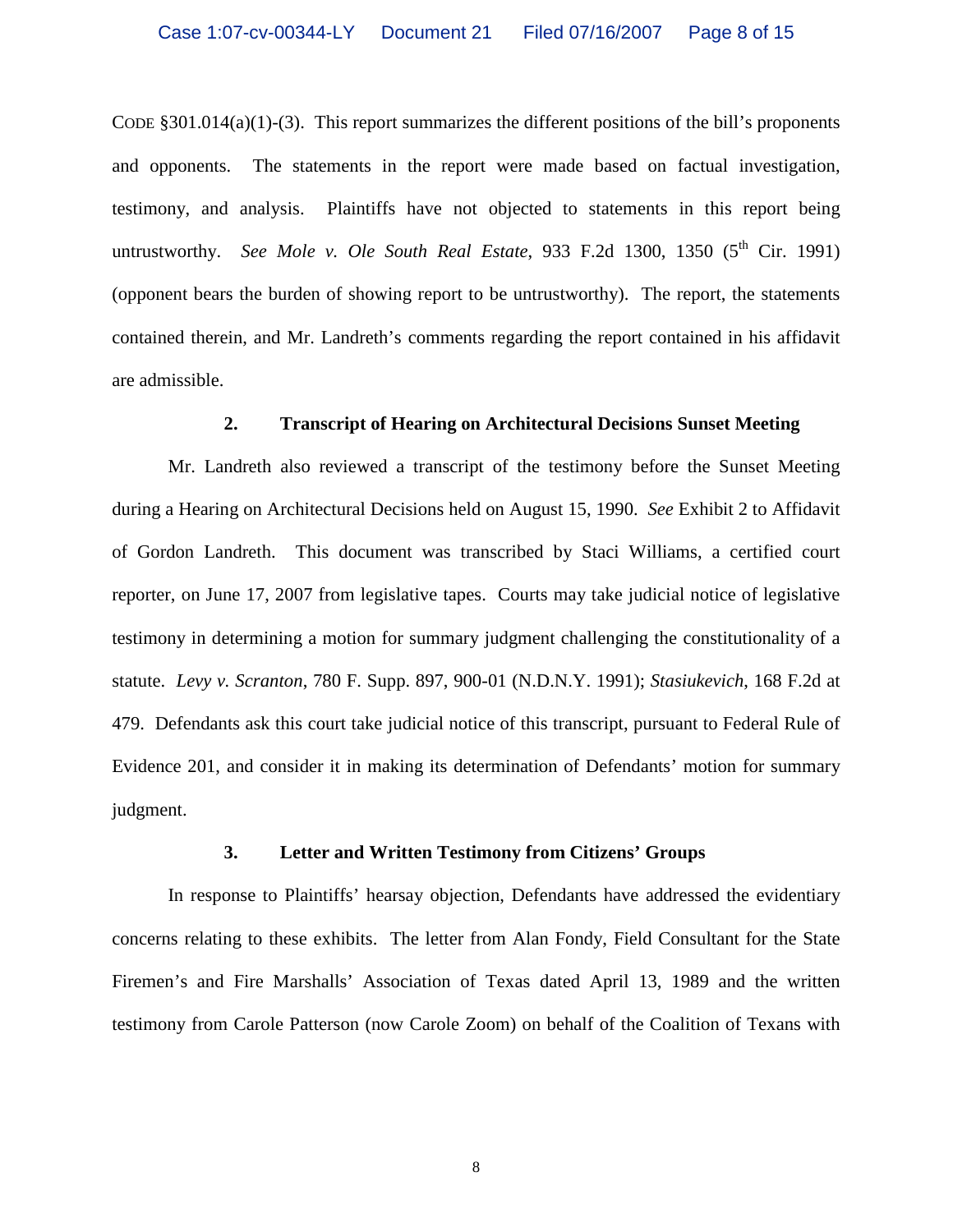CODE §301.014(a)(1)-(3). This report summarizes the different positions of the bill's proponents and opponents. The statements in the report were made based on factual investigation, testimony, and analysis. Plaintiffs have not objected to statements in this report being untrustworthy. *See Mole v. Ole South Real Estate*, 933 F.2d 1300, 1350 (5th Cir. 1991) (opponent bears the burden of showing report to be untrustworthy). The report, the statements contained therein, and Mr. Landreth's comments regarding the report contained in his affidavit are admissible.

**2. Transcript of Hearing on Architectural Decisions Sunset Meeting**

Mr. Landreth also reviewed a transcript of the testimony before the Sunset Meeting during a Hearing on Architectural Decisions held on August 15, 1990. *See* Exhibit 2 to Affidavit of Gordon Landreth. This document was transcribed by Staci Williams, a certified court reporter, on June 17, 2007 from legislative tapes. Courts may take judicial notice of legislative testimony in determining a motion for summary judgment challenging the constitutionality of a statute. *Levy v. Scranton*, 780 F. Supp. 897, 900-01 (N.D.N.Y. 1991); *Stasiukevich*, 168 F.2d at 479. Defendants ask this court take judicial notice of this transcript, pursuant to Federal Rule of Evidence 201, and consider it in making its determination of Defendants' motion for summary judgment.

**3. Letter and Written Testimony from Citizens' Groups**

In response to Plaintiffs' hearsay objection, Defendants have addressed the evidentiary concerns relating to these exhibits. The letter from Alan Fondy, Field Consultant for the State Firemen's and Fire Marshalls' Association of Texas dated April 13, 1989 and the written testimony from Carole Patterson (now Carole Zoom) on behalf of the Coalition of Texans with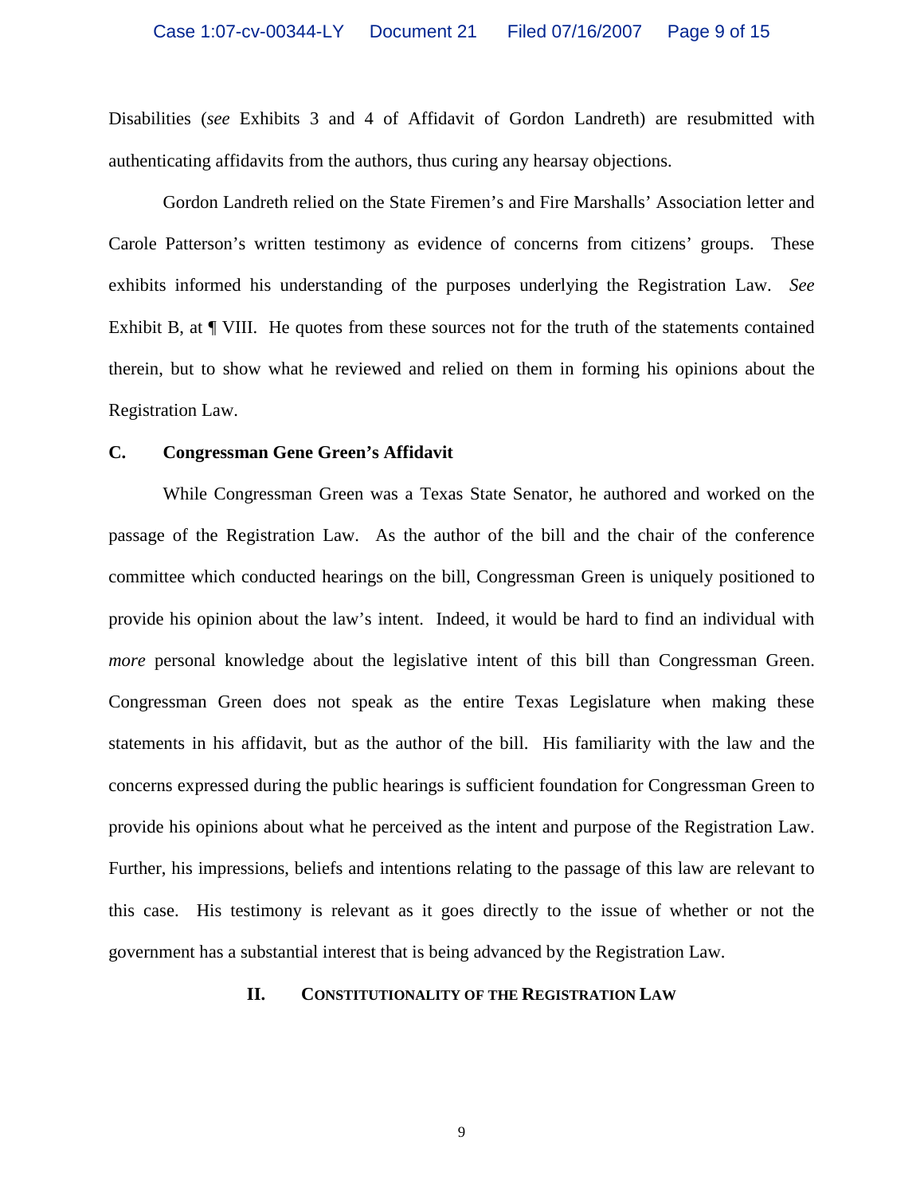Disabilities (*see* Exhibits 3 and 4 of Affidavit of Gordon Landreth) are resubmitted with authenticating affidavits from the authors, thus curing any hearsay objections.

Gordon Landreth relied on the State Firemen's and Fire Marshalls' Association letter and Carole Patterson's written testimony as evidence of concerns from citizens' groups. These exhibits informed his understanding of the purposes underlying the Registration Law. *See* Exhibit B, at ¶ VIII. He quotes from these sources not for the truth of the statements contained therein, but to show what he reviewed and relied on them in forming his opinions about the Registration Law.

### C. Congressman Gene Green's Affidavit

While Congressman Green was a Texas State Senator, he authored and worked on the passage of the Registration Law. As the author of the bill and the chair of the conference committee which conducted hearings on the bill, Congressman Green is uniquely positioned to provide his opinion about the law's intent. Indeed, it would be hard to find an individual with *more* personal knowledge about the legislative intent of this bill than Congressman Green. Congressman Green does not speak as the entire Texas Legislature when making these statements in his affidavit, but as the author of the bill. His familiarity with the law and the concerns expressed during the public hearings is sufficient foundation for Congressman Green to provide his opinions about what he perceived as the intent and purpose of the Registration Law. Further, his impressions, beliefs and intentions relating to the passage of this law are relevant to this case. His testimony is relevant as it goes directly to the issue of whether or not the government has a substantial interest that is being advanced by the Registration Law.

## II. CONSTITUTIONALITY OF THE REGISTRATION LAW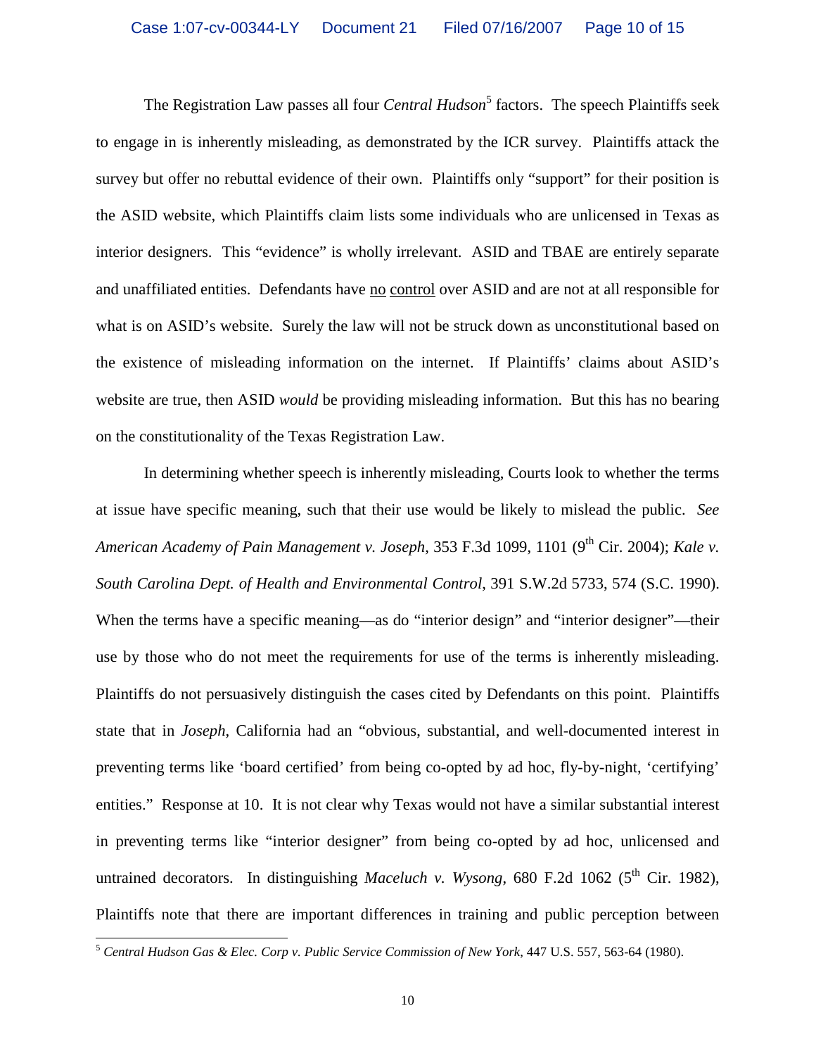The Registration Law passes all four *Central Hudson*[5] factors. The speech Plaintiffs seek to engage in is inherently misleading, as demonstrated by the ICR survey. Plaintiffs attack the survey but offer no rebuttal evidence of their own. Plaintiffs only "support" for their position is the ASID website, which Plaintiffs claim lists some individuals who are unlicensed in Texas as interior designers. This "evidence" is wholly irrelevant. ASID and TBAE are entirely separate and unaffiliated entities. Defendants have no control over ASID and are not at all responsible for what is on ASID's website. Surely the law will not be struck down as unconstitutional based on the existence of misleading information on the internet. If Plaintiffs' claims about ASID's website are true, then ASID *would* be providing misleading information. But this has no bearing on the constitutionality of the Texas Registration Law.

In determining whether speech is inherently misleading, Courts look to whether the terms at issue have specific meaning, such that their use would be likely to mislead the public. *See American Academy of Pain Management v. Joseph*, 353 F.3d 1099, 1101 (9th Cir. 2004); *Kale v. South Carolina Dept. of Health and Environmental Control*, 391 S.W.2d 5733, 574 (S.C. 1990). When the terms have a specific meaning—as do "interior design" and "interior designer"—their use by those who do not meet the requirements for use of the terms is inherently misleading. Plaintiffs do not persuasively distinguish the cases cited by Defendants on this point. Plaintiffs state that in *Joseph*, California had an "obvious, substantial, and well-documented interest in preventing terms like 'board certified' from being co-opted by ad hoc, fly-by-night, 'certifying' entities." Response at 10. It is not clear why Texas would not have a similar substantial interest in preventing terms like "interior designer" from being co-opted by ad hoc, unlicensed and untrained decorators. In distinguishing *Maceluch v. Wysong*, 680 F.2d 1062 (5th Cir. 1982), Plaintiffs note that there are important differences in training and public perception between

---

[5] *Central Hudson Gas & Elec. Corp v. Public Service Commission of New York*, 447 U.S. 557, 563-64 (1980).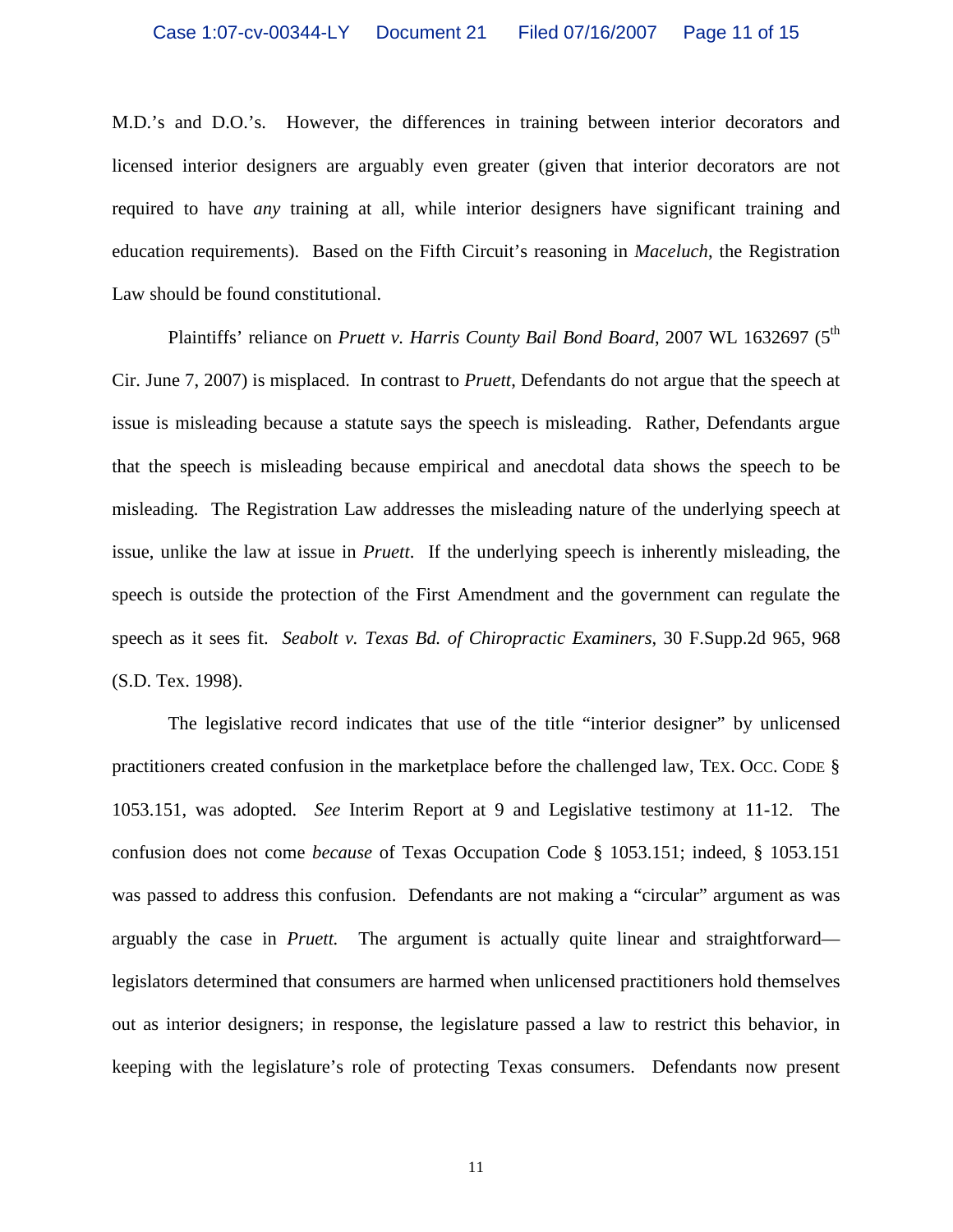M.D.'s and D.O.'s. However, the differences in training between interior decorators and licensed interior designers are arguably even greater (given that interior decorators are not required to have *any* training at all, while interior designers have significant training and education requirements). Based on the Fifth Circuit's reasoning in *Maceluch*, the Registration Law should be found constitutional.

Plaintiffs' reliance on *Pruett v. Harris County Bail Bond Board*, 2007 WL 1632697 (5th Cir. June 7, 2007) is misplaced. In contrast to *Pruett*, Defendants do not argue that the speech at issue is misleading because a statute says the speech is misleading. Rather, Defendants argue that the speech is misleading because empirical and anecdotal data shows the speech to be misleading. The Registration Law addresses the misleading nature of the underlying speech at issue, unlike the law at issue in *Pruett*. If the underlying speech is inherently misleading, the speech is outside the protection of the First Amendment and the government can regulate the speech as it sees fit. *Seabolt v. Texas Bd. of Chiropractic Examiners*, 30 F.Supp.2d 965, 968 (S.D. Tex. 1998).

The legislative record indicates that use of the title "interior designer" by unlicensed practitioners created confusion in the marketplace before the challenged law, TEX. OCC. CODE § 1053.151, was adopted. *See* Interim Report at 9 and Legislative testimony at 11-12. The confusion does not come *because* of Texas Occupation Code § 1053.151; indeed, § 1053.151 was passed to address this confusion. Defendants are not making a "circular" argument as was arguably the case in *Pruett.* The argument is actually quite linear and straightforward—legislators determined that consumers are harmed when unlicensed practitioners hold themselves out as interior designers; in response, the legislature passed a law to restrict this behavior, in keeping with the legislature's role of protecting Texas consumers. Defendants now present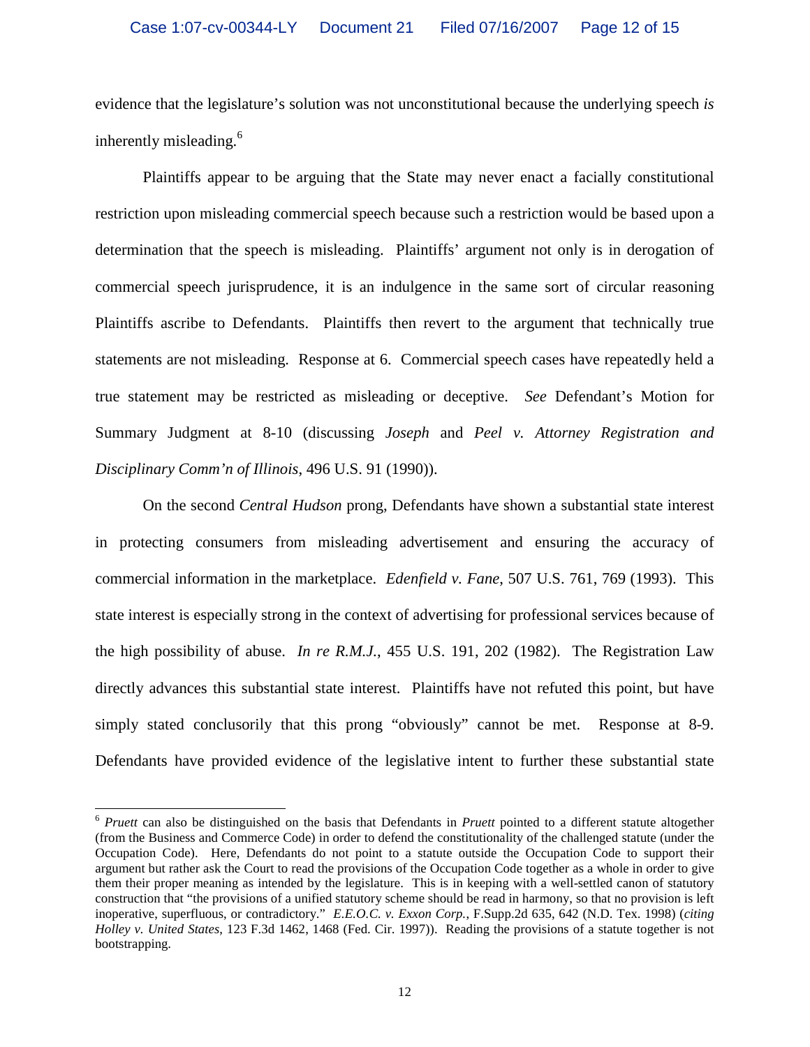evidence that the legislature's solution was not unconstitutional because the underlying speech *is* inherently misleading.[6]

Plaintiffs appear to be arguing that the State may never enact a facially constitutional restriction upon misleading commercial speech because such a restriction would be based upon a determination that the speech is misleading. Plaintiffs' argument not only is in derogation of commercial speech jurisprudence, it is an indulgence in the same sort of circular reasoning Plaintiffs ascribe to Defendants. Plaintiffs then revert to the argument that technically true statements are not misleading. Response at 6. Commercial speech cases have repeatedly held a true statement may be restricted as misleading or deceptive. *See* Defendant's Motion for Summary Judgment at 8-10 (discussing *Joseph* and *Peel v. Attorney Registration and Disciplinary Comm'n of Illinois*, 496 U.S. 91 (1990)).

On the second *Central Hudson* prong, Defendants have shown a substantial state interest in protecting consumers from misleading advertisement and ensuring the accuracy of commercial information in the marketplace. *Edenfield v. Fane*, 507 U.S. 761, 769 (1993). This state interest is especially strong in the context of advertising for professional services because of the high possibility of abuse. *In re R.M.J.*, 455 U.S. 191, 202 (1982). The Registration Law directly advances this substantial state interest. Plaintiffs have not refuted this point, but have simply stated conclusorily that this prong "obviously" cannot be met. Response at 8-9. Defendants have provided evidence of the legislative intent to further these substantial state

---

[6] *Pruett* can also be distinguished on the basis that Defendants in *Pruett* pointed to a different statute altogether (from the Business and Commerce Code) in order to defend the constitutionality of the challenged statute (under the Occupation Code). Here, Defendants do not point to a statute outside the Occupation Code to support their argument but rather ask the Court to read the provisions of the Occupation Code together as a whole in order to give them their proper meaning as intended by the legislature. This is in keeping with a well-settled canon of statutory construction that "the provisions of a unified statutory scheme should be read in harmony, so that no provision is left inoperative, superfluous, or contradictory." *E.E.O.C. v. Exxon Corp.*, F.Supp.2d 635, 642 (N.D. Tex. 1998) (*citing Holley v. United States*, 123 F.3d 1462, 1468 (Fed. Cir. 1997)). Reading the provisions of a statute together is not bootstrapping.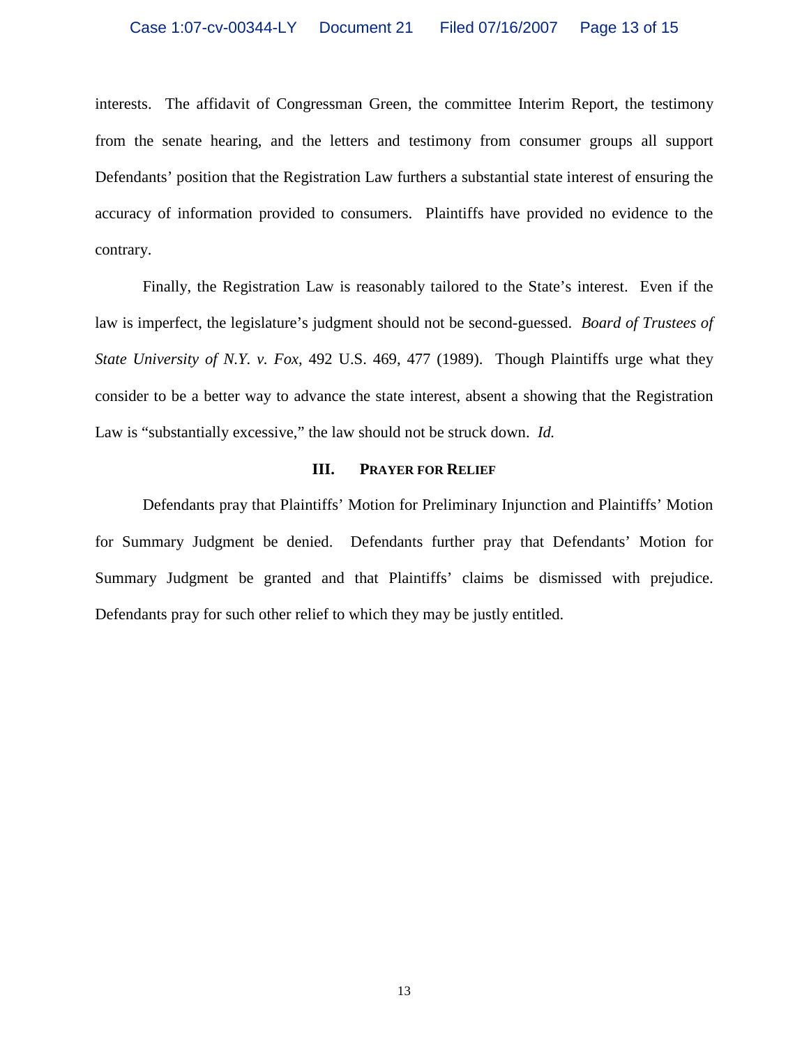interests. The affidavit of Congressman Green, the committee Interim Report, the testimony from the senate hearing, and the letters and testimony from consumer groups all support Defendants' position that the Registration Law furthers a substantial state interest of ensuring the accuracy of information provided to consumers. Plaintiffs have provided no evidence to the contrary.

Finally, the Registration Law is reasonably tailored to the State's interest. Even if the law is imperfect, the legislature's judgment should not be second-guessed. *Board of Trustees of State University of N.Y. v. Fox*, 492 U.S. 469, 477 (1989). Though Plaintiffs urge what they consider to be a better way to advance the state interest, absent a showing that the Registration Law is "substantially excessive," the law should not be struck down. *Id.*

## III. PRAYER FOR RELIEF

Defendants pray that Plaintiffs' Motion for Preliminary Injunction and Plaintiffs' Motion for Summary Judgment be denied. Defendants further pray that Defendants' Motion for Summary Judgment be granted and that Plaintiffs' claims be dismissed with prejudice. Defendants pray for such other relief to which they may be justly entitled.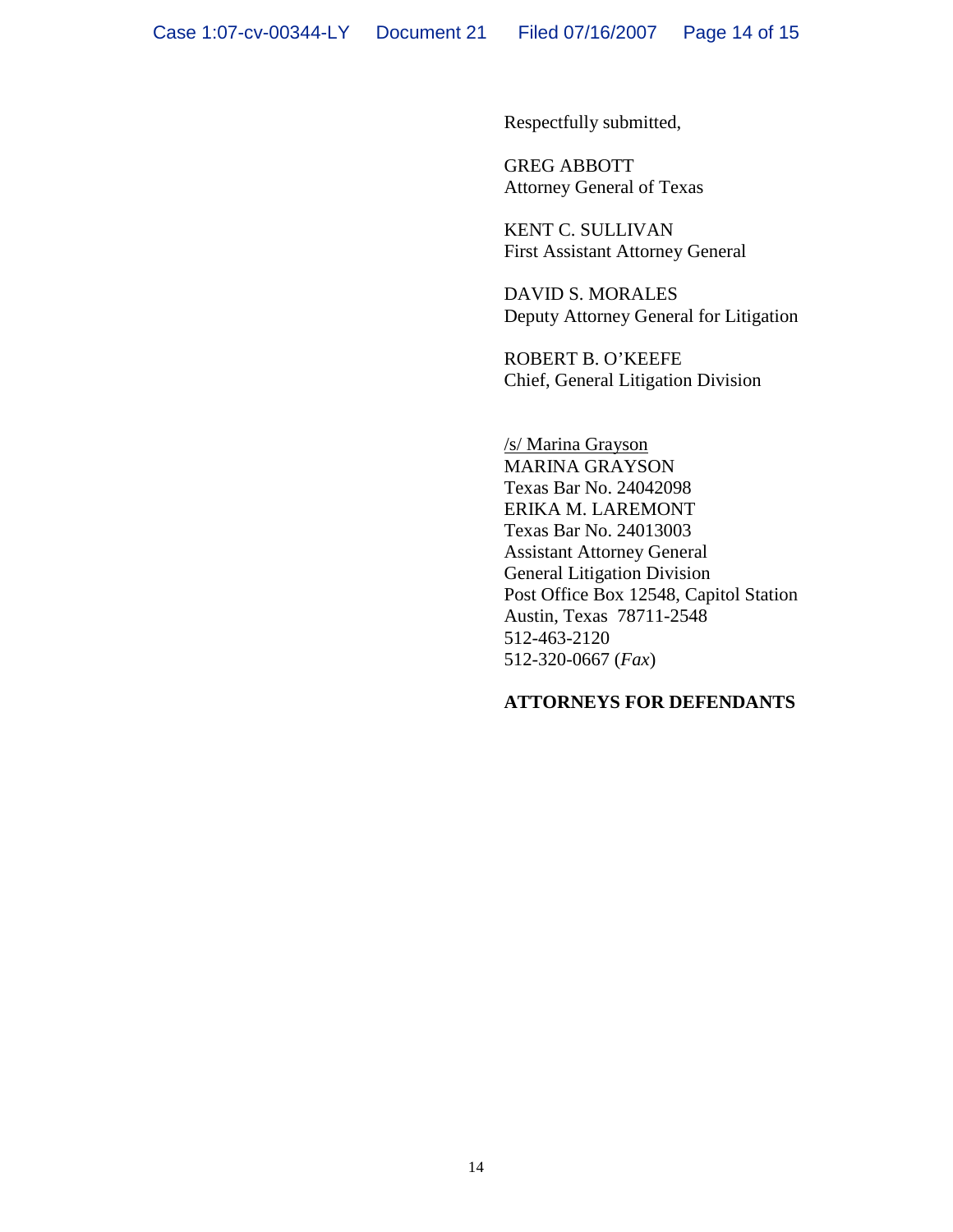Respectfully submitted,

GREG ABBOTT
Attorney General of Texas

KENT C. SULLIVAN
First Assistant Attorney General

DAVID S. MORALES
Deputy Attorney General for Litigation

ROBERT B. O'KEEFE
Chief, General Litigation Division

/s/ Marina Grayson
MARINA GRAYSON
Texas Bar No. 24042098
ERIKA M. LAREMONT
Texas Bar No. 24013003
Assistant Attorney General
General Litigation Division
Post Office Box 12548, Capitol Station
Austin, Texas 78711-2548
512-463-2120
512-320-0667 (*Fax*)

**ATTORNEYS FOR DEFENDANTS**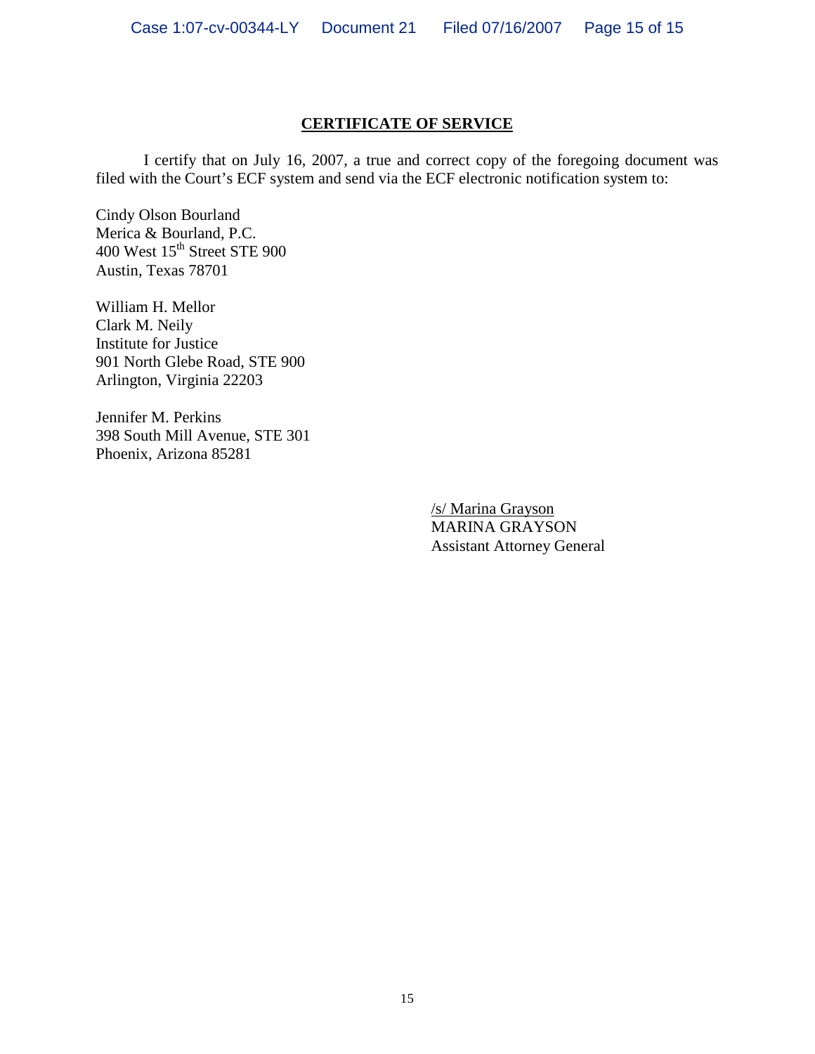## CERTIFICATE OF SERVICE

I certify that on July 16, 2007, a true and correct copy of the foregoing document was filed with the Court's ECF system and send via the ECF electronic notification system to:

Cindy Olson Bourland
Merica & Bourland, P.C.
400 West 15th Street STE 900
Austin, Texas 78701

William H. Mellor
Clark M. Neily
Institute for Justice
901 North Glebe Road, STE 900
Arlington, Virginia 22203

Jennifer M. Perkins
398 South Mill Avenue, STE 301
Phoenix, Arizona 85281

/s/ Marina Grayson
MARINA GRAYSON
Assistant Attorney General